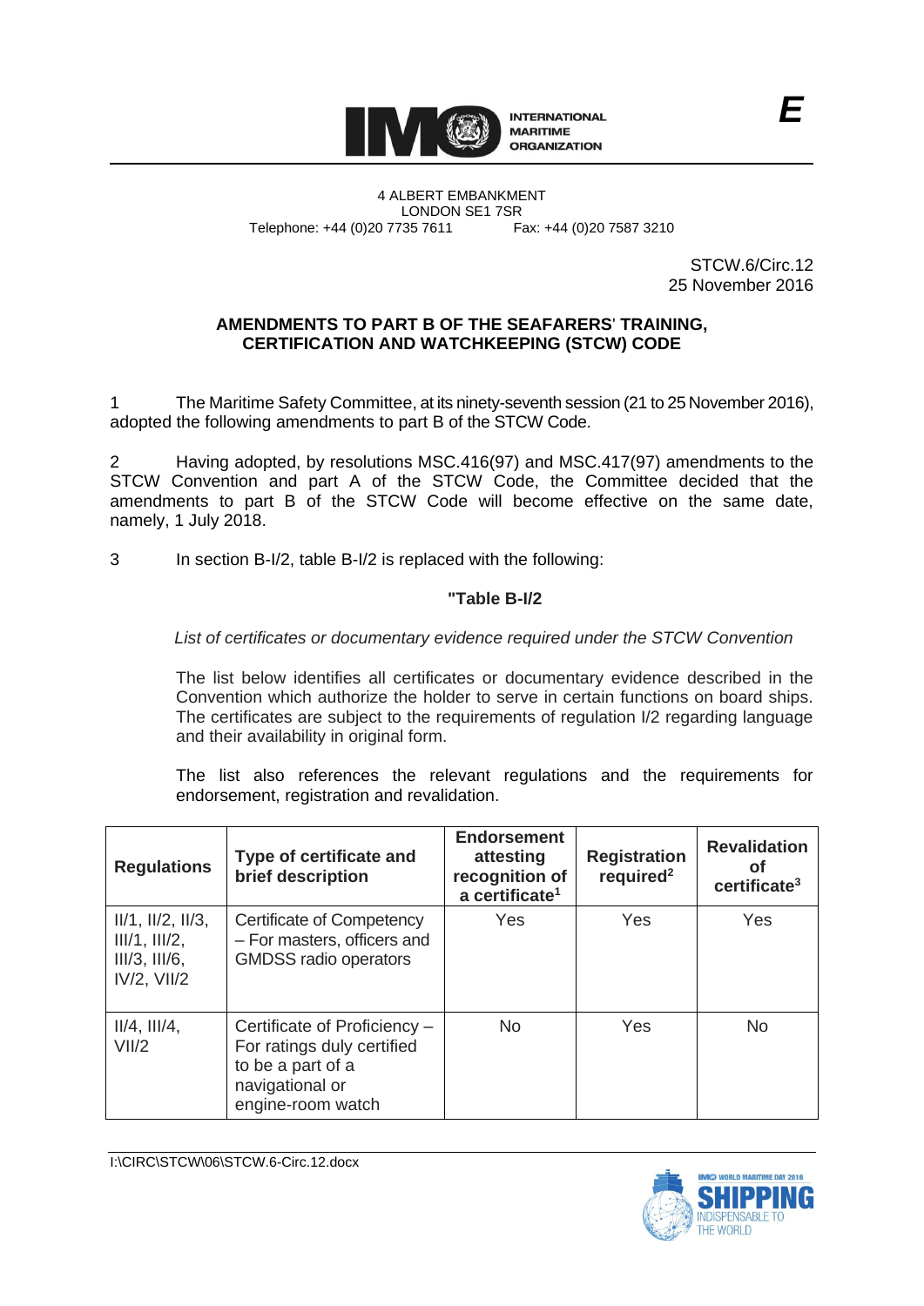INTERNATIONAL MARITIME ORGANIZATION

**E**

4 ALBERT EMBANKMENT
LONDON SE1 7SR
Telephone: +44 (0)20 7735 7611 Fax: +44 (0)20 7587 3210

STCW.6/Circ.12
25 November 2016

## AMENDMENTS TO PART B OF THE SEAFARERS' TRAINING, CERTIFICATION AND WATCHKEEPING (STCW) CODE

1 The Maritime Safety Committee, at its ninety-seventh session (21 to 25 November 2016), adopted the following amendments to part B of the STCW Code.

2 Having adopted, by resolutions MSC.416(97) and MSC.417(97) amendments to the STCW Convention and part A of the STCW Code, the Committee decided that the amendments to part B of the STCW Code will become effective on the same date, namely, 1 July 2018.

3 In section B-I/2, table B-I/2 is replaced with the following:

**"Table B-I/2**

*List of certificates or documentary evidence required under the STCW Convention*

The list below identifies all certificates or documentary evidence described in the Convention which authorize the holder to serve in certain functions on board ships. The certificates are subject to the requirements of regulation I/2 regarding language and their availability in original form.

The list also references the relevant regulations and the requirements for endorsement, registration and revalidation.

| Regulations | Type of certificate and brief description | Endorsement attesting recognition of a certificate[1] | Registration required[2] | Revalidation of certificate[3] |
|---|---|---|---|---|
| II/1, II/2, II/3, III/1, III/2, III/3, III/6, IV/2, VII/2 | Certificate of Competency – For masters, officers and GMDSS radio operators | Yes | Yes | Yes |
| II/4, III/4, VII/2 | Certificate of Proficiency – For ratings duly certified to be a part of a navigational or engine-room watch | No | Yes | No |

I:\CIRC\STCW\06\STCW.6-Circ.12.docx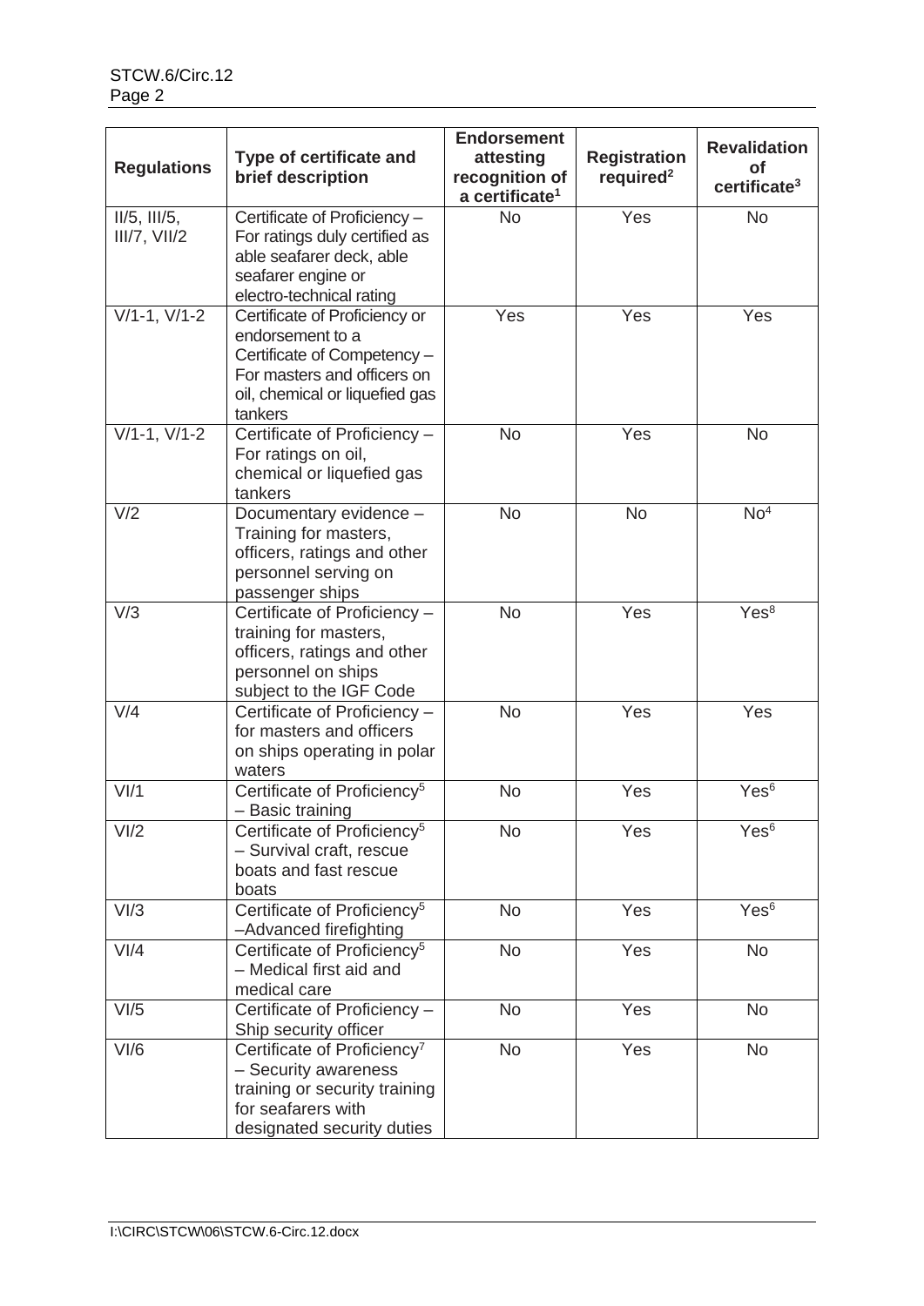| Regulations | Type of certificate and brief description | Endorsement attesting recognition of a certificate[1] | Registration required[2] | Revalidation of certificate[3] |
|---|---|---|---|---|
| II/5, III/5, III/7, VII/2 | Certificate of Proficiency – For ratings duly certified as able seafarer deck, able seafarer engine or electro-technical rating | No | Yes | No |
| V/1-1, V/1-2 | Certificate of Proficiency or endorsement to a Certificate of Competency – For masters and officers on oil, chemical or liquefied gas tankers | Yes | Yes | Yes |
| V/1-1, V/1-2 | Certificate of Proficiency – For ratings on oil, chemical or liquefied gas tankers | No | Yes | No |
| V/2 | Documentary evidence – Training for masters, officers, ratings and other personnel serving on passenger ships | No | No | No[4] |
| V/3 | Certificate of Proficiency – training for masters, officers, ratings and other personnel on ships subject to the IGF Code | No | Yes | Yes[8] |
| V/4 | Certificate of Proficiency – for masters and officers on ships operating in polar waters | No | Yes | Yes |
| VI/1 | Certificate of Proficiency[5] – Basic training | No | Yes | Yes[6] |
| VI/2 | Certificate of Proficiency[5] – Survival craft, rescue boats and fast rescue boats | No | Yes | Yes[6] |
| VI/3 | Certificate of Proficiency[5] –Advanced firefighting | No | Yes | Yes[6] |
| VI/4 | Certificate of Proficiency[5] – Medical first aid and medical care | No | Yes | No |
| VI/5 | Certificate of Proficiency – Ship security officer | No | Yes | No |
| VI/6 | Certificate of Proficiency[7] – Security awareness training or security training for seafarers with designated security duties | No | Yes | No |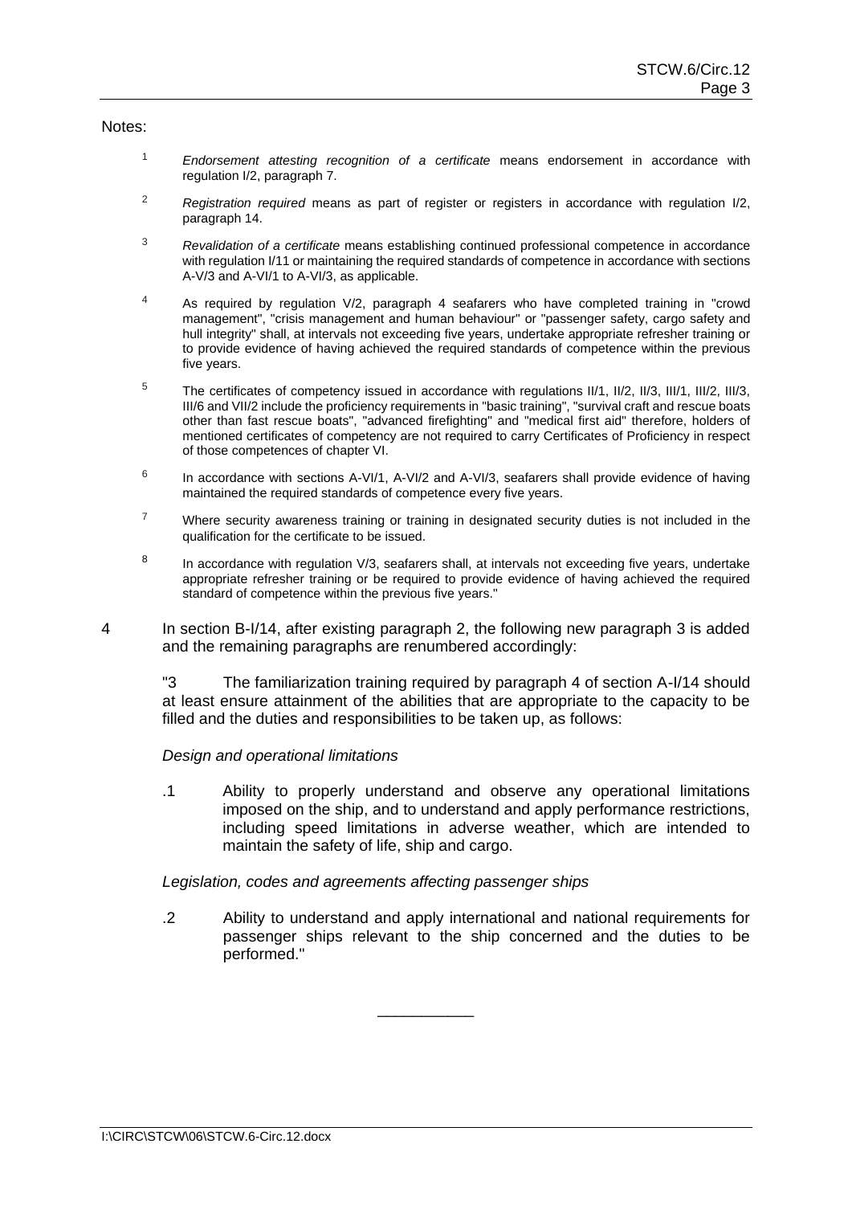Notes:

[1] *Endorsement attesting recognition of a certificate* means endorsement in accordance with regulation I/2, paragraph 7.

[2] *Registration required* means as part of register or registers in accordance with regulation I/2, paragraph 14.

[3] *Revalidation of a certificate* means establishing continued professional competence in accordance with regulation I/11 or maintaining the required standards of competence in accordance with sections A-V/3 and A-VI/1 to A-VI/3, as applicable.

[4] As required by regulation V/2, paragraph 4 seafarers who have completed training in "crowd management", "crisis management and human behaviour" or "passenger safety, cargo safety and hull integrity" shall, at intervals not exceeding five years, undertake appropriate refresher training or to provide evidence of having achieved the required standards of competence within the previous five years.

[5] The certificates of competency issued in accordance with regulations II/1, II/2, II/3, III/1, III/2, III/3, III/6 and VII/2 include the proficiency requirements in "basic training", "survival craft and rescue boats other than fast rescue boats", "advanced firefighting" and "medical first aid" therefore, holders of mentioned certificates of competency are not required to carry Certificates of Proficiency in respect of those competences of chapter VI.

[6] In accordance with sections A-VI/1, A-VI/2 and A-VI/3, seafarers shall provide evidence of having maintained the required standards of competence every five years.

[7] Where security awareness training or training in designated security duties is not included in the qualification for the certificate to be issued.

[8] In accordance with regulation V/3, seafarers shall, at intervals not exceeding five years, undertake appropriate refresher training or be required to provide evidence of having achieved the required standard of competence within the previous five years."

4 In section B-I/14, after existing paragraph 2, the following new paragraph 3 is added and the remaining paragraphs are renumbered accordingly:

"3 The familiarization training required by paragraph 4 of section A-I/14 should at least ensure attainment of the abilities that are appropriate to the capacity to be filled and the duties and responsibilities to be taken up, as follows:

*Design and operational limitations*

.1 Ability to properly understand and observe any operational limitations imposed on the ship, and to understand and apply performance restrictions, including speed limitations in adverse weather, which are intended to maintain the safety of life, ship and cargo.

*Legislation, codes and agreements affecting passenger ships*

.2 Ability to understand and apply international and national requirements for passenger ships relevant to the ship concerned and the duties to be performed."

___________